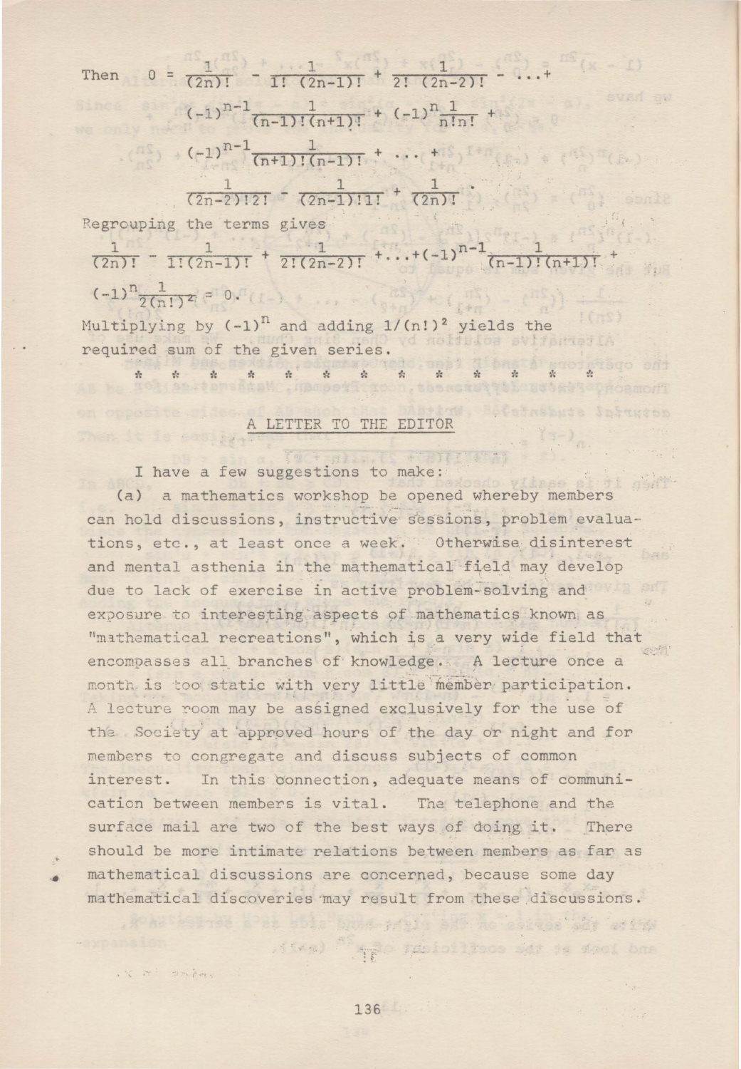Then
$$0 = \frac{1}{(2n)!} - \frac{1}{1!\,(2n-1)!} + \frac{1}{2!\,(2n-2)!} - \ldots +$$
$$(-1)^{n-1}\frac{1}{(n-1)!(n+1)!} + (-1)^n\frac{1}{n!n!} +$$
$$(-1)^{n-1}\frac{1}{(n+1)!(n-1)!} + \ldots +$$
$$\frac{1}{(2n-2)!2!} - \frac{1}{(2n-1)!1!} + \frac{1}{(2n)!}.$$

Regrouping the terms gives

$$\frac{1}{(2n)!} - \frac{1}{1!(2n-1)!} + \frac{1}{2!(2n-2)!} + \ldots + (-1)^{n-1}\frac{1}{(n-1)!(n+1)!} +$$
$$(-1)^n\frac{1}{2(n!)^2} = 0.$$

Multiplying by $(-1)^n$ and adding $1/(n!)^2$ yields the required sum of the given series.

\* \* \* \* \* \* \* \* \* \* \* \* \*

## A LETTER TO THE EDITOR

I have a few suggestions to make:

(a) a mathematics workshop be opened whereby members can hold discussions, instructive sessions, problem evaluations, etc., at least once a week. Otherwise disinterest and mental asthenia in the mathematical field may develop due to lack of exercise in active problem-solving and exposure to interesting aspects of mathematics known as "mathematical recreations", which is a very wide field that encompasses all branches of knowledge. A lecture once a month is too static with very little member participation. A lecture room may be assigned exclusively for the use of the Society at approved hours of the day or night and for members to congregate and discuss subjects of common interest. In this connection, adequate means of communication between members is vital. The telephone and the surface mail are two of the best ways of doing it. There should be more intimate relations between members as far as mathematical discussions are concerned, because some day mathematical discoveries may result from these discussions.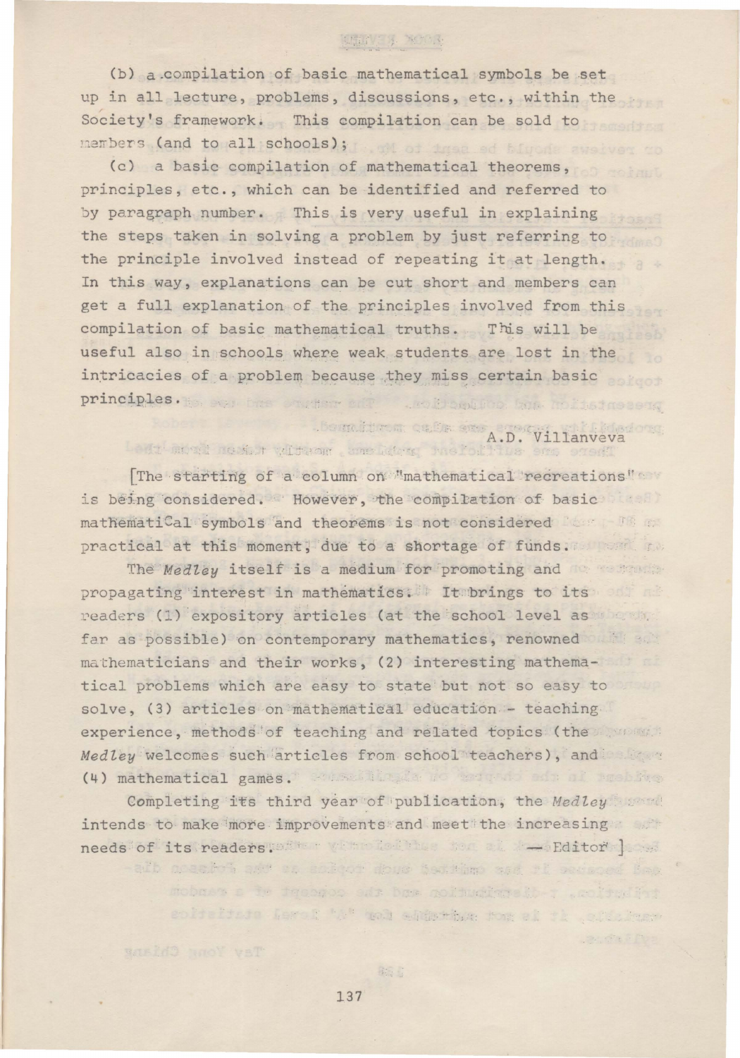(b) a compilation of basic mathematical symbols be set up in all lecture, problems, discussions, etc., within the Society's framework. This compilation can be sold to members (and to all schools);

(c) a basic compilation of mathematical theorems, principles, etc., which can be identified and referred to by paragraph number. This is very useful in explaining the steps taken in solving a problem by just referring to the principle involved instead of repeating it at length. In this way, explanations can be cut short and members can get a full explanation of the principles involved from this compilation of basic mathematical truths. This will be useful also in schools where weak students are lost in the intricacies of a problem because they miss certain basic principles.

A.D. Villanveva

[The starting of a column on "mathematical recreations" is being considered. However, the compilation of basic mathematical symbols and theorems is not considered practical at this moment, due to a shortage of funds.

The *Medley* itself is a medium for promoting and propagating interest in mathematics. It brings to its readers (1) expository articles (at the school level as far as possible) on contemporary mathematics, renowned mathematicians and their works, (2) interesting mathematical problems which are easy to state but not so easy to solve, (3) articles on mathematical education - teaching experience, methods of teaching and related topics (the *Medley* welcomes such articles from school teachers), and (4) mathematical games.

Completing its third year of publication, the *Medley* intends to make more improvements and meet the increasing needs of its readers. — Editor ]